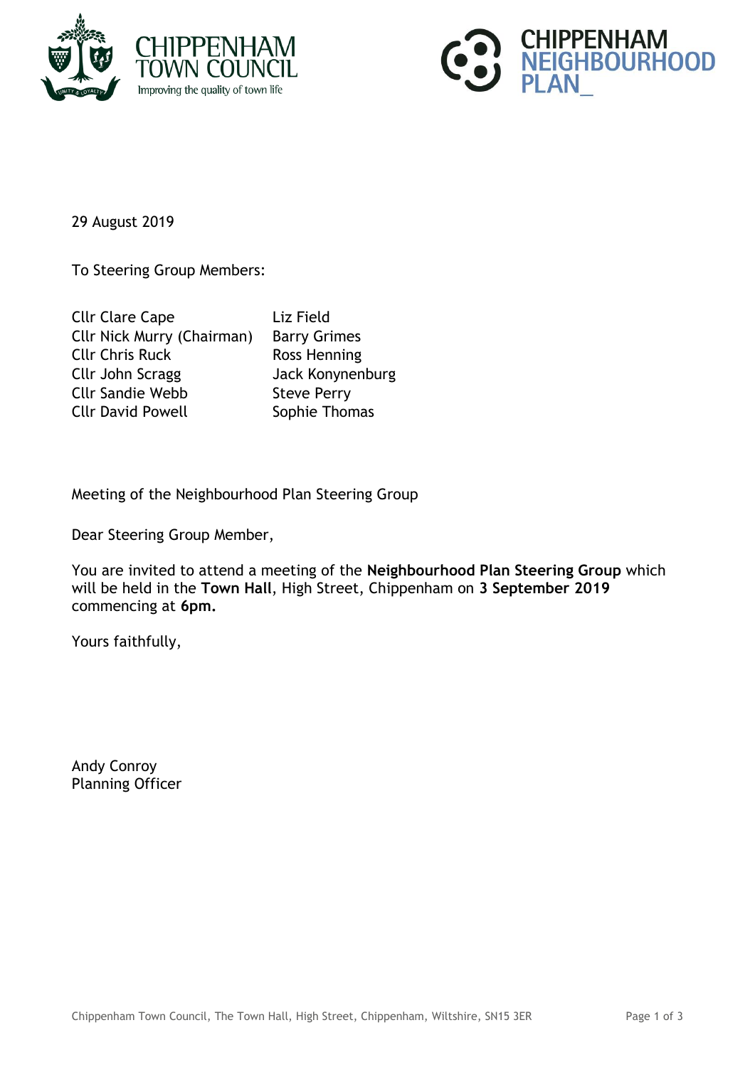CHIPPENHAM TOWN COUNCIL
Improving the quality of town life

CHIPPENHAM NEIGHBOURHOOD PLAN_

29 August 2019

To Steering Group Members:

| | |
|---|---|
| Cllr Clare Cape | Liz Field |
| Cllr Nick Murry (Chairman) | Barry Grimes |
| Cllr Chris Ruck | Ross Henning |
| Cllr John Scragg | Jack Konynenburg |
| Cllr Sandie Webb | Steve Perry |
| Cllr David Powell | Sophie Thomas |

Meeting of the Neighbourhood Plan Steering Group

Dear Steering Group Member,

You are invited to attend a meeting of the **Neighbourhood Plan Steering Group** which will be held in the **Town Hall**, High Street, Chippenham on **3 September 2019** commencing at **6pm.**

Yours faithfully,

Andy Conroy
Planning Officer

Chippenham Town Council, The Town Hall, High Street, Chippenham, Wiltshire, SN15 3ER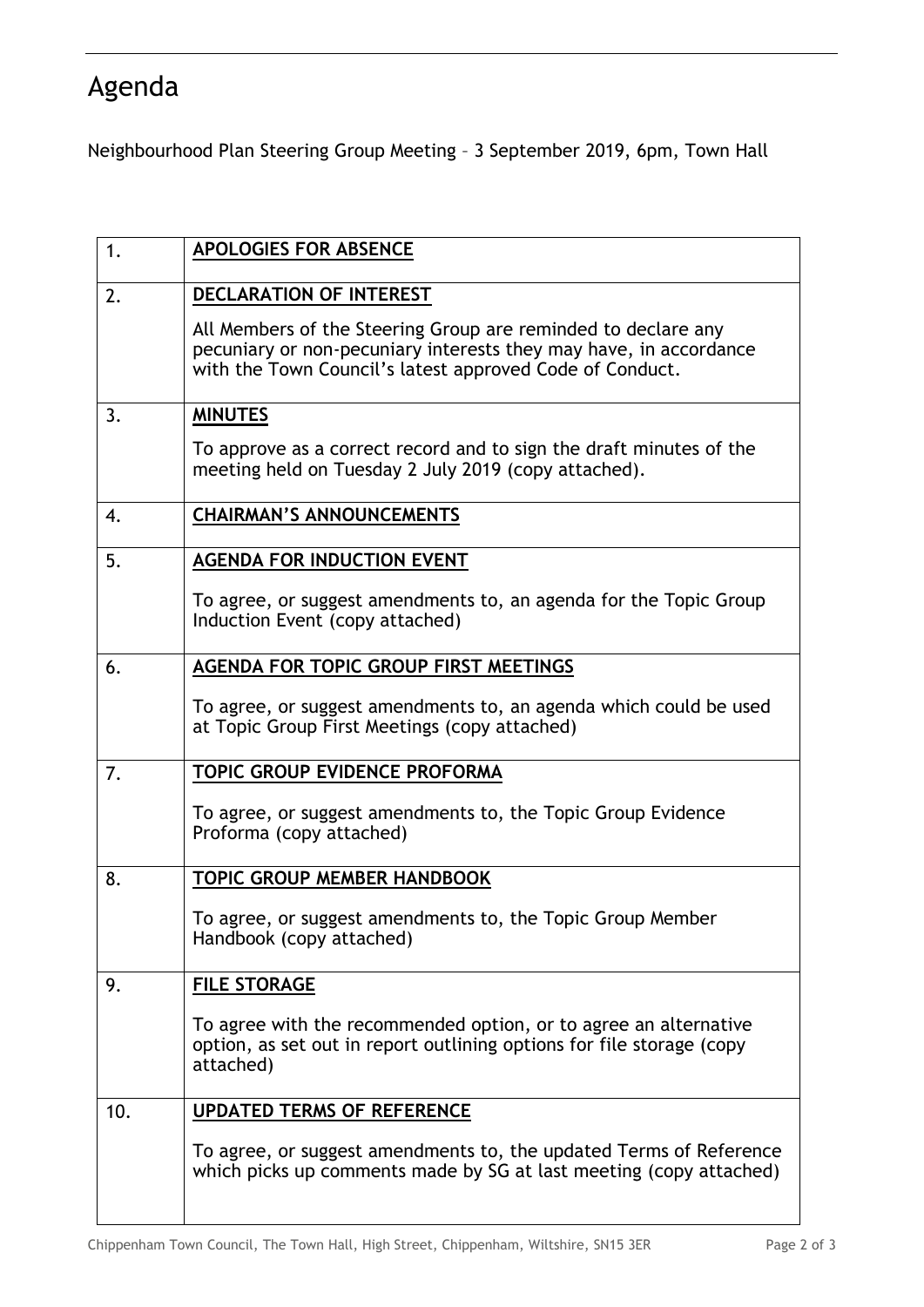# Agenda

Neighbourhood Plan Steering Group Meeting – 3 September 2019, 6pm, Town Hall

| | |
|---|---|
| 1. | **APOLOGIES FOR ABSENCE** |
| 2. | **DECLARATION OF INTEREST**<br><br>All Members of the Steering Group are reminded to declare any pecuniary or non-pecuniary interests they may have, in accordance with the Town Council's latest approved Code of Conduct. |
| 3. | **MINUTES**<br><br>To approve as a correct record and to sign the draft minutes of the meeting held on Tuesday 2 July 2019 (copy attached). |
| 4. | **CHAIRMAN'S ANNOUNCEMENTS** |
| 5. | **AGENDA FOR INDUCTION EVENT**<br><br>To agree, or suggest amendments to, an agenda for the Topic Group Induction Event (copy attached) |
| 6. | **AGENDA FOR TOPIC GROUP FIRST MEETINGS**<br><br>To agree, or suggest amendments to, an agenda which could be used at Topic Group First Meetings (copy attached) |
| 7. | **TOPIC GROUP EVIDENCE PROFORMA**<br><br>To agree, or suggest amendments to, the Topic Group Evidence Proforma (copy attached) |
| 8. | **TOPIC GROUP MEMBER HANDBOOK**<br><br>To agree, or suggest amendments to, the Topic Group Member Handbook (copy attached) |
| 9. | **FILE STORAGE**<br><br>To agree with the recommended option, or to agree an alternative option, as set out in report outlining options for file storage (copy attached) |
| 10. | **UPDATED TERMS OF REFERENCE**<br><br>To agree, or suggest amendments to, the updated Terms of Reference which picks up comments made by SG at last meeting (copy attached) |

Chippenham Town Council, The Town Hall, High Street, Chippenham, Wiltshire, SN15 3ER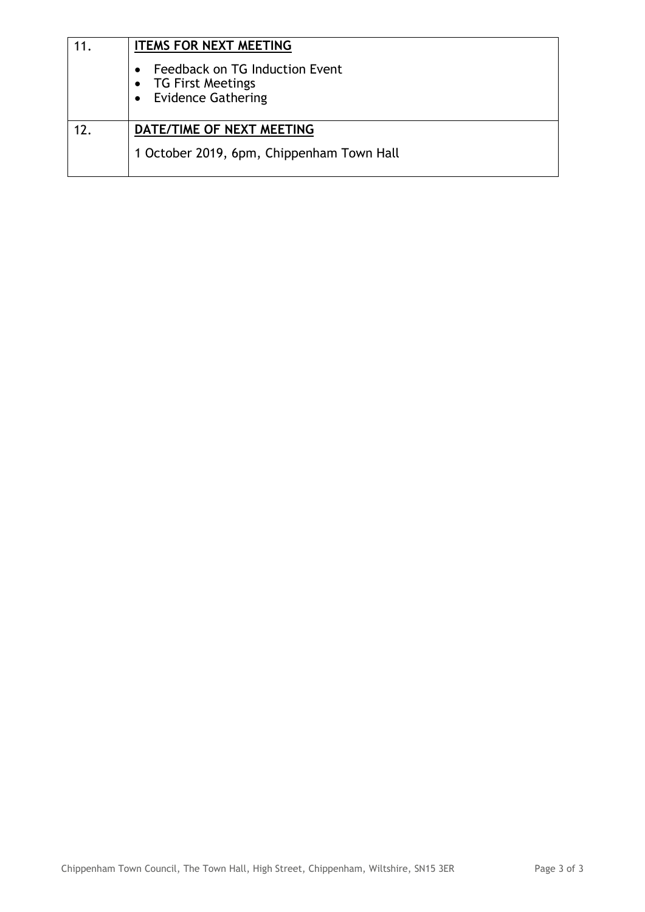| | |
|---|---|
| 11. | **ITEMS FOR NEXT MEETING**<br><br>• Feedback on TG Induction Event<br>• TG First Meetings<br>• Evidence Gathering |
| 12. | **DATE/TIME OF NEXT MEETING**<br><br>1 October 2019, 6pm, Chippenham Town Hall |